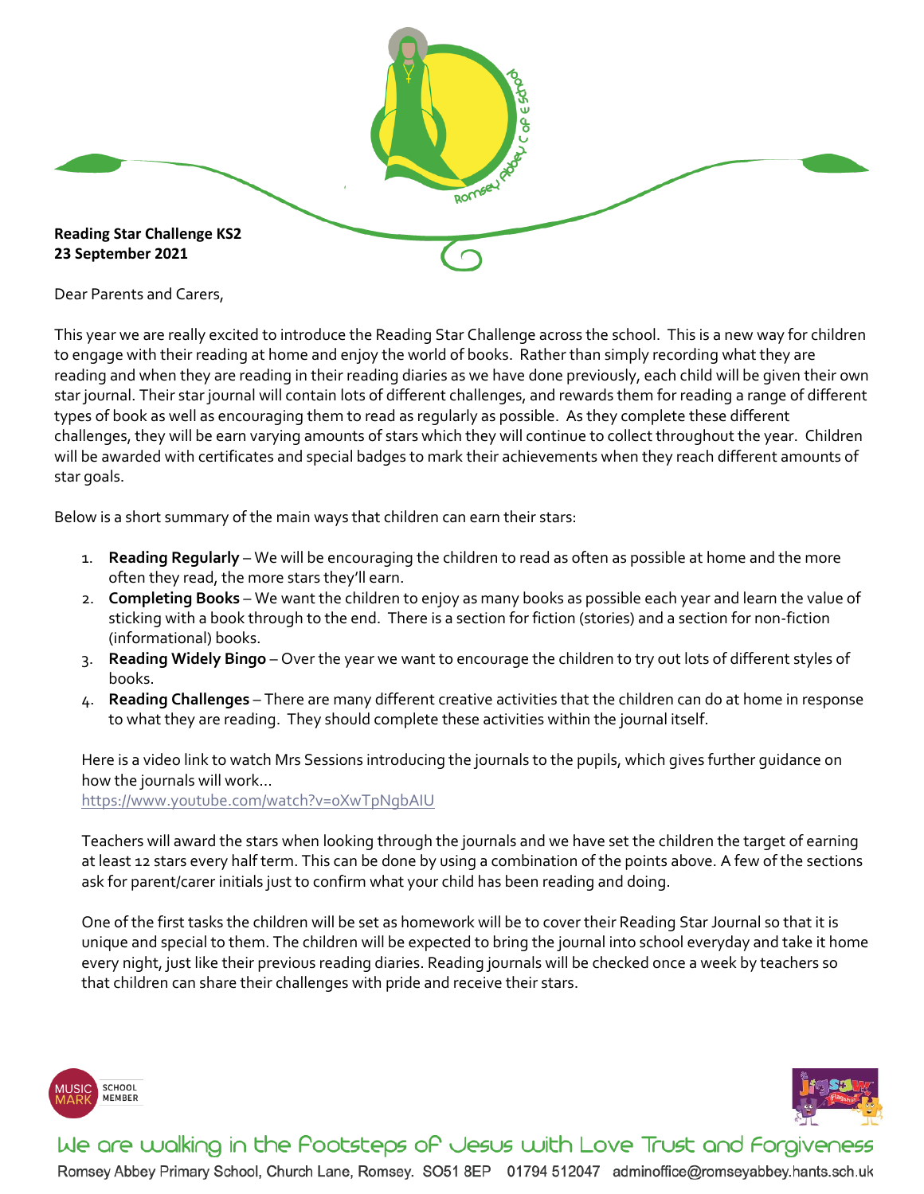**Reading Star Challenge KS2**
**23 September 2021**

Dear Parents and Carers,

This year we are really excited to introduce the Reading Star Challenge across the school. This is a new way for children to engage with their reading at home and enjoy the world of books. Rather than simply recording what they are reading and when they are reading in their reading diaries as we have done previously, each child will be given their own star journal. Their star journal will contain lots of different challenges, and rewards them for reading a range of different types of book as well as encouraging them to read as regularly as possible. As they complete these different challenges, they will be earn varying amounts of stars which they will continue to collect throughout the year. Children will be awarded with certificates and special badges to mark their achievements when they reach different amounts of star goals.

Below is a short summary of the main ways that children can earn their stars:

1. **Reading Regularly** – We will be encouraging the children to read as often as possible at home and the more often they read, the more stars they'll earn.
2. **Completing Books** – We want the children to enjoy as many books as possible each year and learn the value of sticking with a book through to the end. There is a section for fiction (stories) and a section for non-fiction (informational) books.
3. **Reading Widely Bingo** – Over the year we want to encourage the children to try out lots of different styles of books.
4. **Reading Challenges** – There are many different creative activities that the children can do at home in response to what they are reading. They should complete these activities within the journal itself.

Here is a video link to watch Mrs Sessions introducing the journals to the pupils, which gives further guidance on how the journals will work…
https://www.youtube.com/watch?v=oXwTpNgbAIU

Teachers will award the stars when looking through the journals and we have set the children the target of earning at least 12 stars every half term. This can be done by using a combination of the points above. A few of the sections ask for parent/carer initials just to confirm what your child has been reading and doing.

One of the first tasks the children will be set as homework will be to cover their Reading Star Journal so that it is unique and special to them. The children will be expected to bring the journal into school everyday and take it home every night, just like their previous reading diaries. Reading journals will be checked once a week by teachers so that children can share their challenges with pride and receive their stars.

We are walking in the Footsteps of Jesus with Love Trust and Forgiveness

Romsey Abbey Primary School, Church Lane, Romsey. SO51 8EP 01794 512047 adminoffice@romseyabbey.hants.sch.uk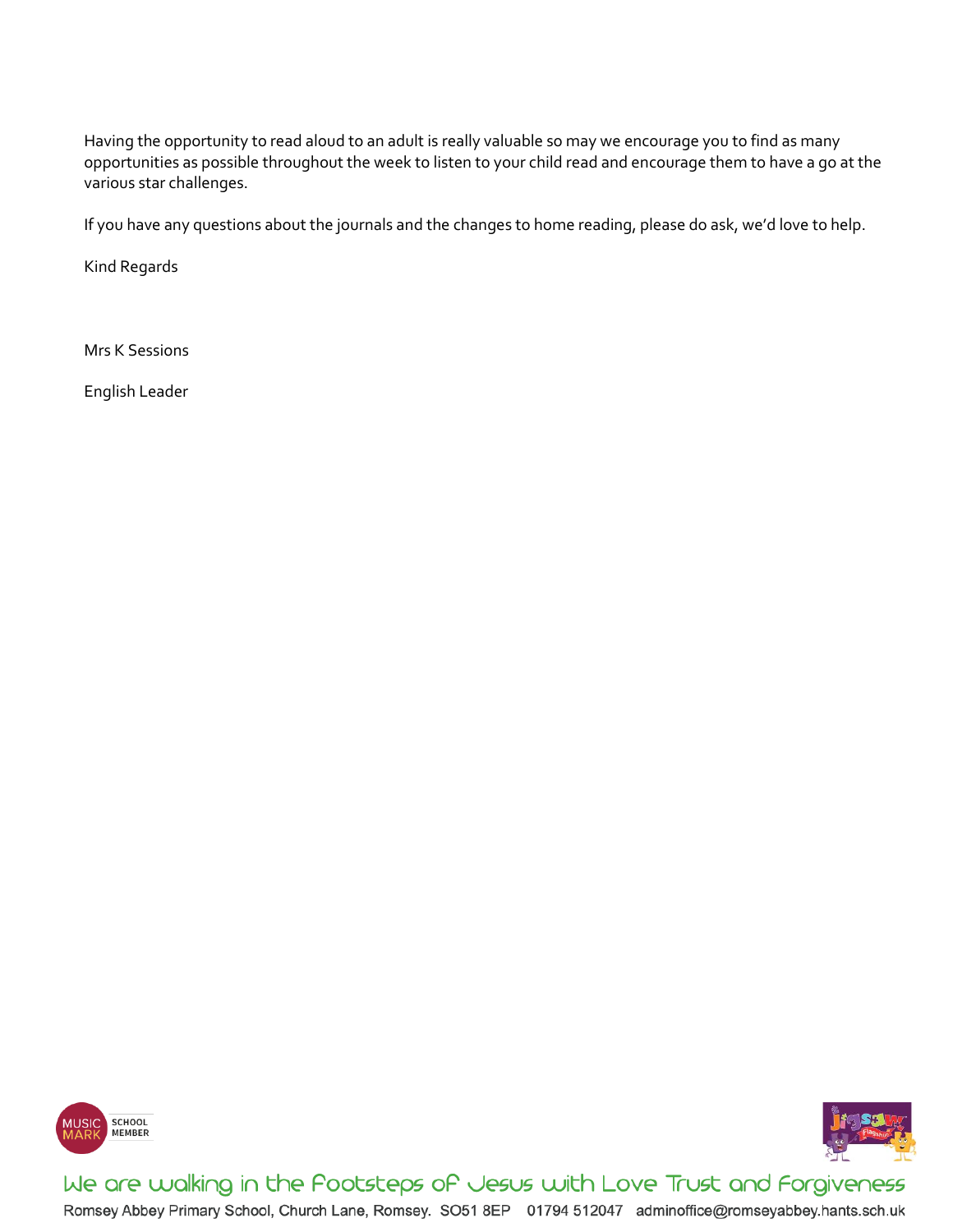Having the opportunity to read aloud to an adult is really valuable so may we encourage you to find as many opportunities as possible throughout the week to listen to your child read and encourage them to have a go at the various star challenges.

If you have any questions about the journals and the changes to home reading, please do ask, we'd love to help.

Kind Regards

Mrs K Sessions

English Leader

We are walking in the Footsteps of Jesus with Love Trust and Forgiveness

Romsey Abbey Primary School, Church Lane, Romsey. SO51 8EP 01794 512047 adminoffice@romseyabbey.hants.sch.uk